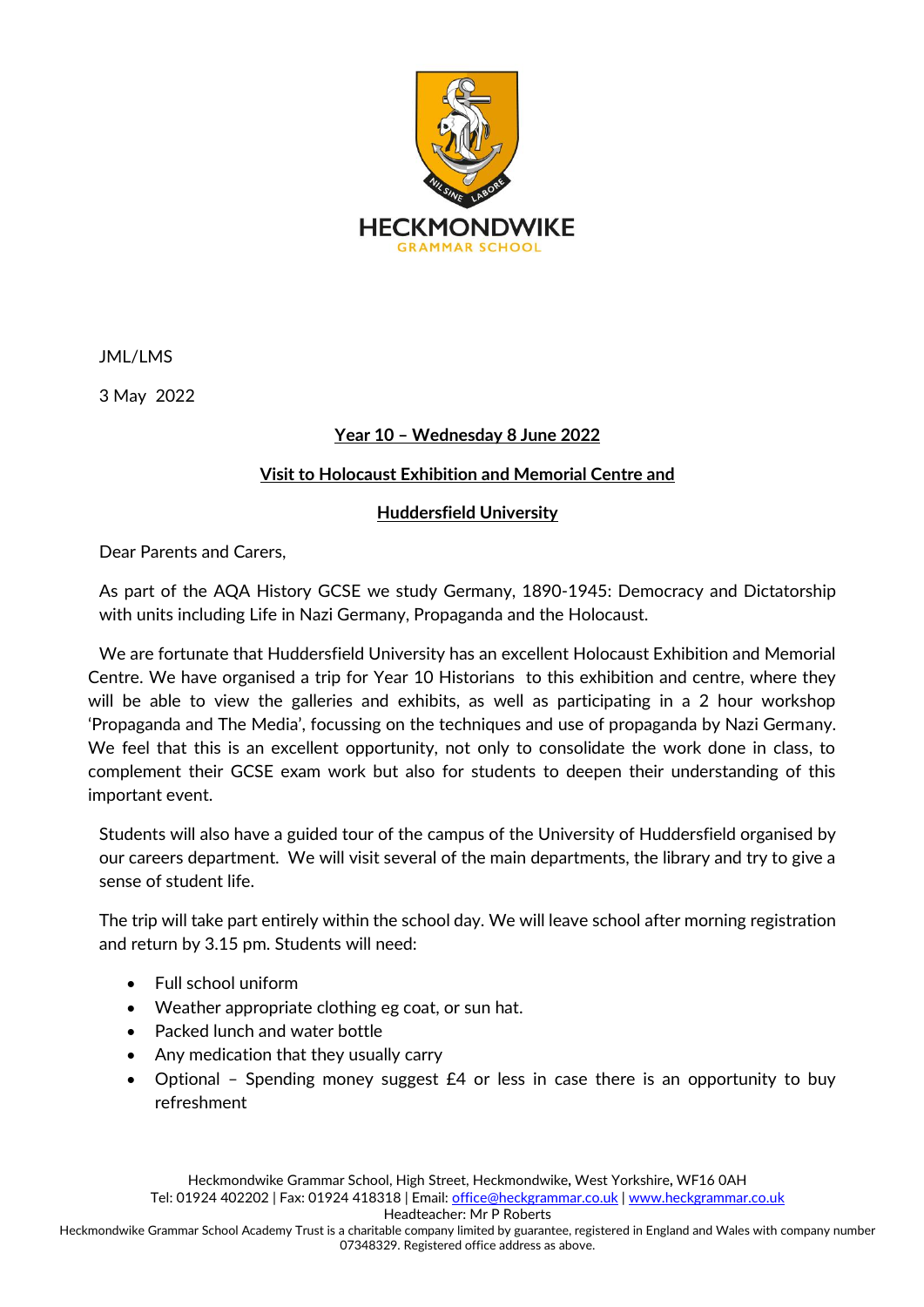HECKMONDWIKE
GRAMMAR SCHOOL

JML/LMS

3 May 2022

**<u>Year 10 – Wednesday 8 June 2022</u>**

**<u>Visit to Holocaust Exhibition and Memorial Centre and</u>**

**<u>Huddersfield University</u>**

Dear Parents and Carers,

As part of the AQA History GCSE we study Germany, 1890-1945: Democracy and Dictatorship with units including Life in Nazi Germany, Propaganda and the Holocaust.

We are fortunate that Huddersfield University has an excellent Holocaust Exhibition and Memorial Centre. We have organised a trip for Year 10 Historians to this exhibition and centre, where they will be able to view the galleries and exhibits, as well as participating in a 2 hour workshop 'Propaganda and The Media', focussing on the techniques and use of propaganda by Nazi Germany. We feel that this is an excellent opportunity, not only to consolidate the work done in class, to complement their GCSE exam work but also for students to deepen their understanding of this important event.

Students will also have a guided tour of the campus of the University of Huddersfield organised by our careers department. We will visit several of the main departments, the library and try to give a sense of student life.

The trip will take part entirely within the school day. We will leave school after morning registration and return by 3.15 pm. Students will need:

- Full school uniform
- Weather appropriate clothing eg coat, or sun hat.
- Packed lunch and water bottle
- Any medication that they usually carry
- Optional – Spending money suggest £4 or less in case there is an opportunity to buy refreshment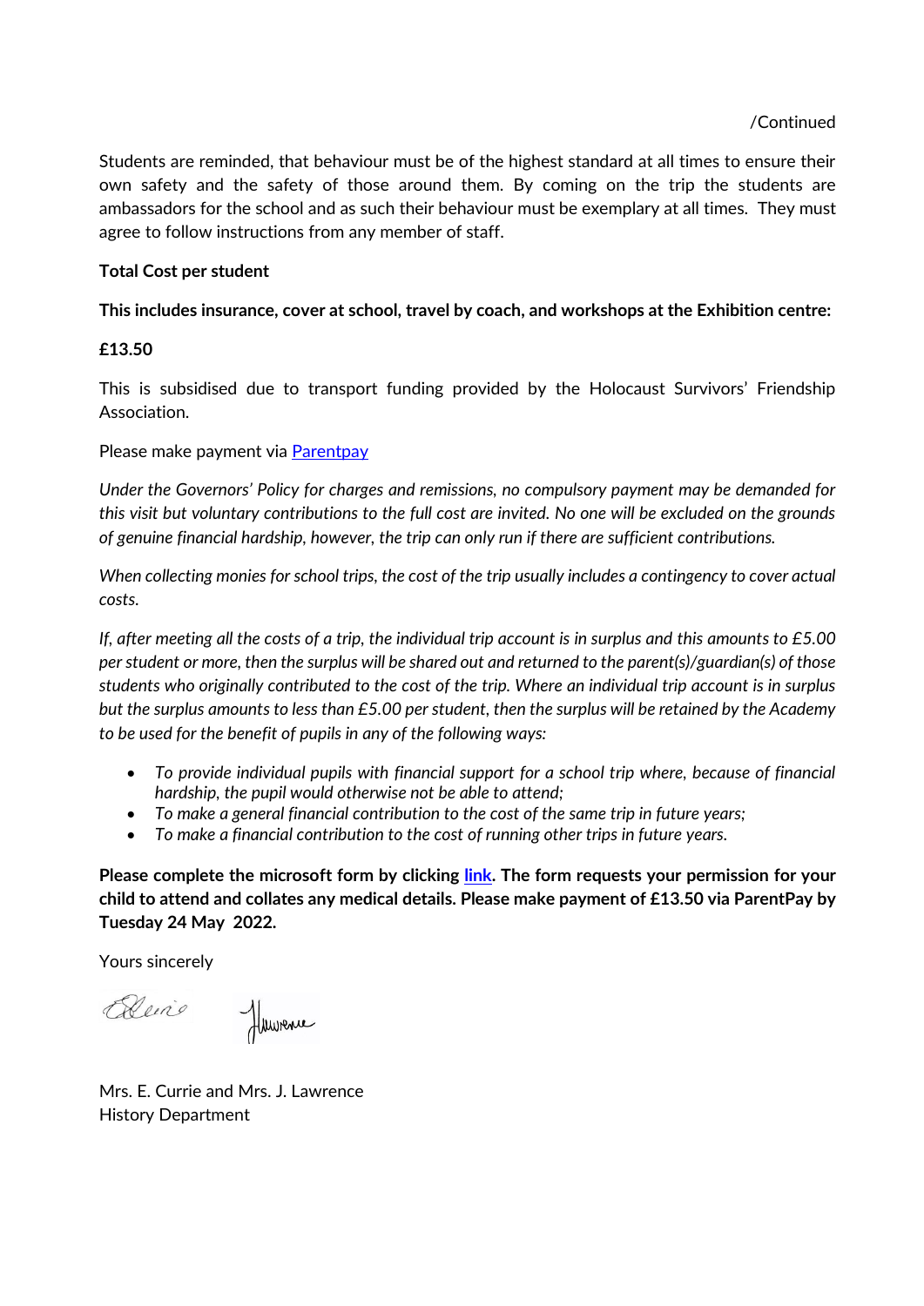/Continued

Students are reminded, that behaviour must be of the highest standard at all times to ensure their own safety and the safety of those around them. By coming on the trip the students are ambassadors for the school and as such their behaviour must be exemplary at all times. They must agree to follow instructions from any member of staff.

**Total Cost per student**

**This includes insurance, cover at school, travel by coach, and workshops at the Exhibition centre:**

**£13.50**

This is subsidised due to transport funding provided by the Holocaust Survivors' Friendship Association.

Please make payment via [Parentpay]

*Under the Governors' Policy for charges and remissions, no compulsory payment may be demanded for this visit but voluntary contributions to the full cost are invited. No one will be excluded on the grounds of genuine financial hardship, however, the trip can only run if there are sufficient contributions.*

*When collecting monies for school trips, the cost of the trip usually includes a contingency to cover actual costs.*

*If, after meeting all the costs of a trip, the individual trip account is in surplus and this amounts to £5.00 per student or more, then the surplus will be shared out and returned to the parent(s)/guardian(s) of those students who originally contributed to the cost of the trip. Where an individual trip account is in surplus but the surplus amounts to less than £5.00 per student, then the surplus will be retained by the Academy to be used for the benefit of pupils in any of the following ways:*

- *To provide individual pupils with financial support for a school trip where, because of financial hardship, the pupil would otherwise not be able to attend;*
- *To make a general financial contribution to the cost of the same trip in future years;*
- *To make a financial contribution to the cost of running other trips in future years.*

**Please complete the microsoft form by clicking [link]. The form requests your permission for your child to attend and collates any medical details. Please make payment of £13.50 via ParentPay by Tuesday 24 May 2022.**

Yours sincerely

Mrs. E. Currie and Mrs. J. Lawrence
History Department